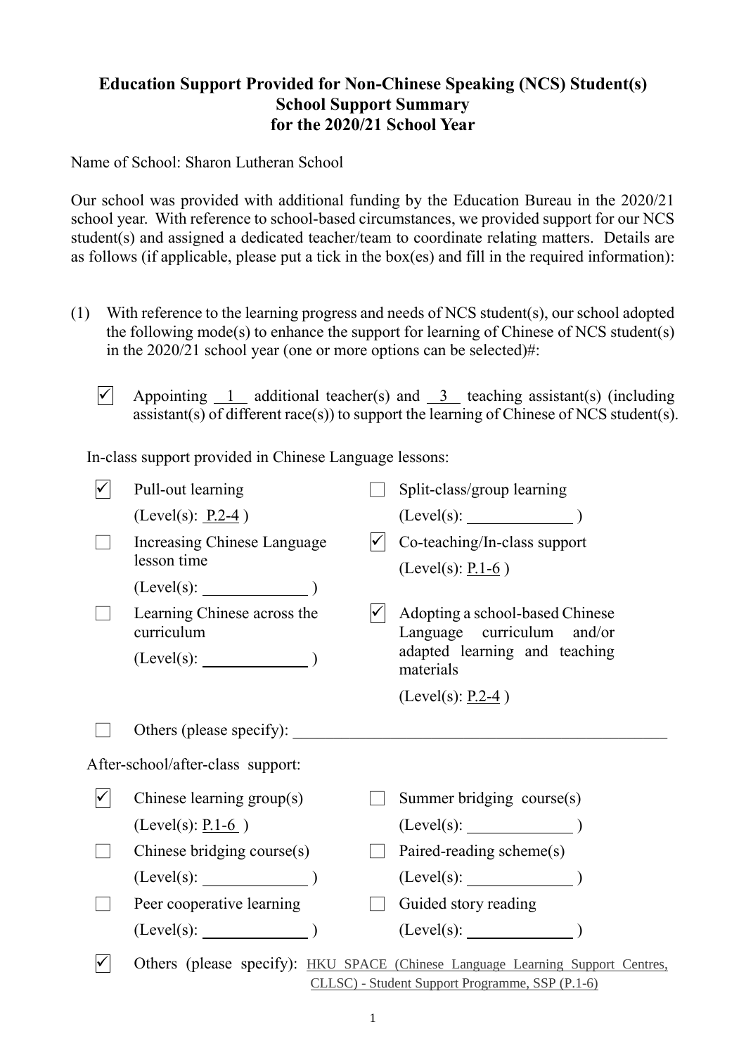# Education Support Provided for Non-Chinese Speaking (NCS) Student(s)
## School Support Summary
## for the 2020/21 School Year

Name of School: Sharon Lutheran School

Our school was provided with additional funding by the Education Bureau in the 2020/21 school year. With reference to school-based circumstances, we provided support for our NCS student(s) and assigned a dedicated teacher/team to coordinate relating matters. Details are as follows (if applicable, please put a tick in the box(es) and fill in the required information):

(1) With reference to the learning progress and needs of NCS student(s), our school adopted the following mode(s) to enhance the support for learning of Chinese of NCS student(s) in the 2020/21 school year (one or more options can be selected)#:

☑ Appointing 1 additional teacher(s) and 3 teaching assistant(s) (including assistant(s) of different race(s)) to support the learning of Chinese of NCS student(s).

In-class support provided in Chinese Language lessons:

- ☑ Pull-out learning (Level(s): P.2-4 )
- ☐ Split-class/group learning (Level(s): \_\_\_\_\_\_\_\_ )
- ☐ Increasing Chinese Language lesson time (Level(s): \_\_\_\_\_\_\_\_ )
- ☑ Co-teaching/In-class support (Level(s): P.1-6 )
- ☐ Learning Chinese across the curriculum (Level(s): \_\_\_\_\_\_\_\_ )
- ☑ Adopting a school-based Chinese Language curriculum and/or adapted learning and teaching materials (Level(s): P.2-4 )
- ☐ Others (please specify): \_\_\_\_\_\_\_\_

After-school/after-class support:

- ☑ Chinese learning group(s) (Level(s): P.1-6 )
- ☐ Summer bridging course(s) (Level(s): \_\_\_\_\_\_\_\_ )
- ☐ Chinese bridging course(s) (Level(s): \_\_\_\_\_\_\_\_ )
- ☐ Paired-reading scheme(s) (Level(s): \_\_\_\_\_\_\_\_ )
- ☐ Peer cooperative learning (Level(s): \_\_\_\_\_\_\_\_ )
- ☐ Guided story reading (Level(s): \_\_\_\_\_\_\_\_ )
- ☑ Others (please specify): HKU SPACE (Chinese Language Learning Support Centres, CLLSC) - Student Support Programme, SSP (P.1-6)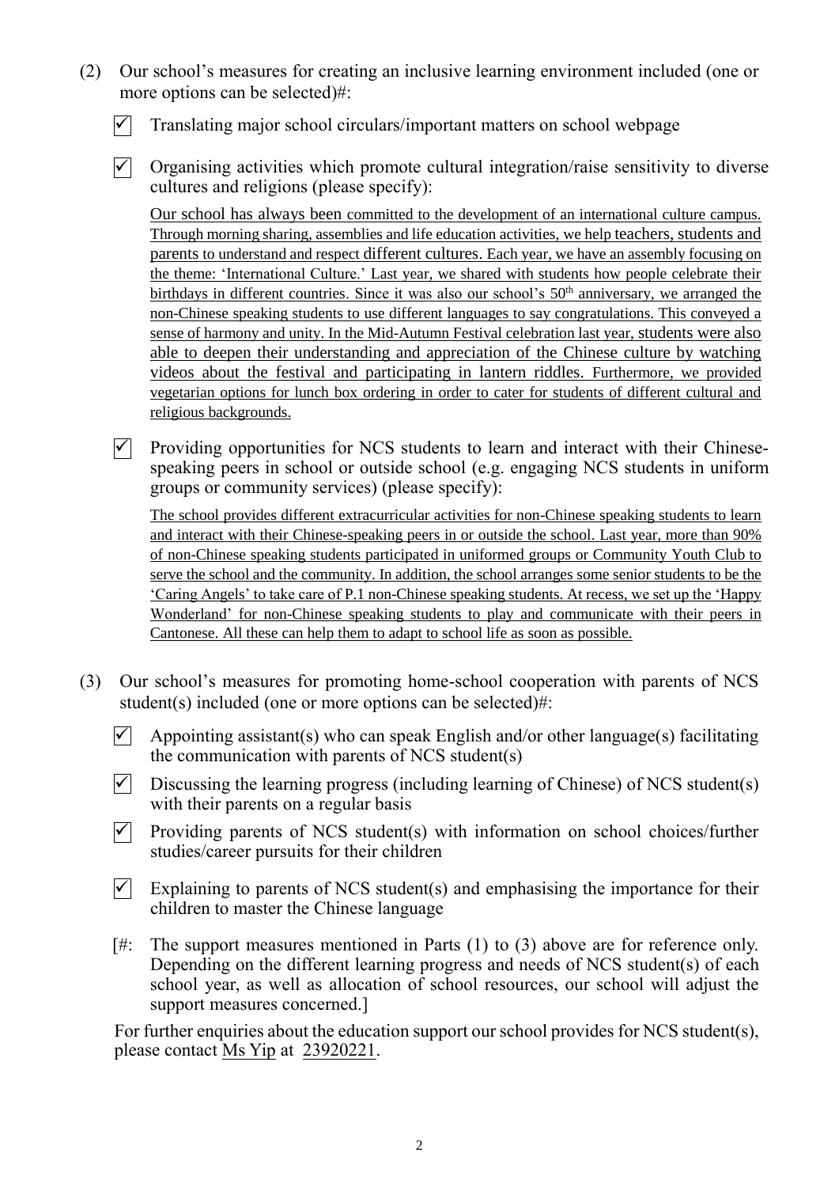(2) Our school's measures for creating an inclusive learning environment included (one or more options can be selected)#:

- ☑ Translating major school circulars/important matters on school webpage
- ☑ Organising activities which promote cultural integration/raise sensitivity to diverse cultures and religions (please specify):

  Our school has always been committed to the development of an international culture campus. Through morning sharing, assemblies and life education activities, we help teachers, students and parents to understand and respect different cultures. Each year, we have an assembly focusing on the theme: 'International Culture.' Last year, we shared with students how people celebrate their birthdays in different countries. Since it was also our school's 50th anniversary, we arranged the non-Chinese speaking students to use different languages to say congratulations. This conveyed a sense of harmony and unity. In the Mid-Autumn Festival celebration last year, students were also able to deepen their understanding and appreciation of the Chinese culture by watching videos about the festival and participating in lantern riddles. Furthermore, we provided vegetarian options for lunch box ordering in order to cater for students of different cultural and religious backgrounds.

- ☑ Providing opportunities for NCS students to learn and interact with their Chinese-speaking peers in school or outside school (e.g. engaging NCS students in uniform groups or community services) (please specify):

  The school provides different extracurricular activities for non-Chinese speaking students to learn and interact with their Chinese-speaking peers in or outside the school. Last year, more than 90% of non-Chinese speaking students participated in uniformed groups or Community Youth Club to serve the school and the community. In addition, the school arranges some senior students to be the 'Caring Angels' to take care of P.1 non-Chinese speaking students. At recess, we set up the 'Happy Wonderland' for non-Chinese speaking students to play and communicate with their peers in Cantonese. All these can help them to adapt to school life as soon as possible.

(3) Our school's measures for promoting home-school cooperation with parents of NCS student(s) included (one or more options can be selected)#:

- ☑ Appointing assistant(s) who can speak English and/or other language(s) facilitating the communication with parents of NCS student(s)
- ☑ Discussing the learning progress (including learning of Chinese) of NCS student(s) with their parents on a regular basis
- ☑ Providing parents of NCS student(s) with information on school choices/further studies/career pursuits for their children
- ☑ Explaining to parents of NCS student(s) and emphasising the importance for their children to master the Chinese language

[#: The support measures mentioned in Parts (1) to (3) above are for reference only. Depending on the different learning progress and needs of NCS student(s) of each school year, as well as allocation of school resources, our school will adjust the support measures concerned.]

For further enquiries about the education support our school provides for NCS student(s), please contact Ms Yip at 23920221.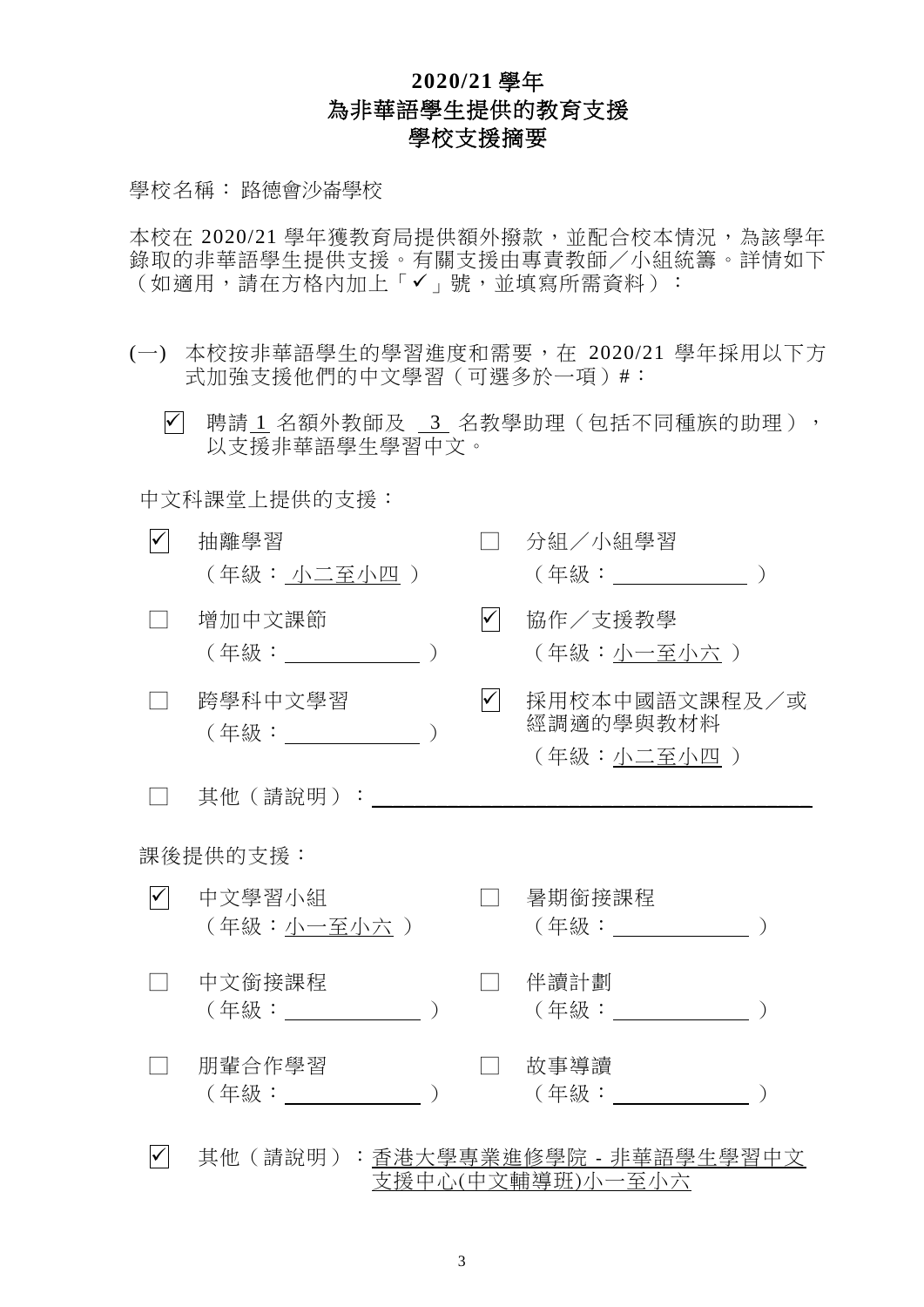# 2020/21 學年
# 為非華語學生提供的教育支援
# 學校支援摘要

學校名稱：路德會沙崙學校

本校在 2020/21 學年獲教育局提供額外撥款，並配合校本情況，為該學年錄取的非華語學生提供支援。有關支援由專責教師／小組統籌。詳情如下（如適用，請在方格內加上「✓」號，並填寫所需資料）：

(一) 本校按非華語學生的學習進度和需要，在 2020/21 學年採用以下方式加強支援他們的中文學習（可選多於一項）#：

☑ 聘請 1 名額外教師及 3 名教學助理（包括不同種族的助理），以支援非華語學生學習中文。

中文科課堂上提供的支援：

☑ 抽離學習（年級：小二至小四）

☐ 分組／小組學習（年級：\_\_\_\_\_\_\_\_）

☐ 增加中文課節（年級：\_\_\_\_\_\_\_\_）

☑ 協作／支援教學（年級：小一至小六）

☐ 跨學科中文學習（年級：\_\_\_\_\_\_\_\_）

☑ 採用校本中國語文課程及／或經調適的學與教材料（年級：小二至小四）

☐ 其他（請說明）：\_\_\_\_\_\_\_\_

課後提供的支援：

☑ 中文學習小組（年級：小一至小六）

☐ 暑期銜接課程（年級：\_\_\_\_\_\_\_\_）

☐ 中文銜接課程（年級：\_\_\_\_\_\_\_\_）

☐ 伴讀計劃（年級：\_\_\_\_\_\_\_\_）

☐ 朋輩合作學習（年級：\_\_\_\_\_\_\_\_）

☐ 故事導讀（年級：\_\_\_\_\_\_\_\_）

☑ 其他（請說明）：香港大學專業進修學院 - 非華語學生學習中文支援中心(中文輔導班)小一至小六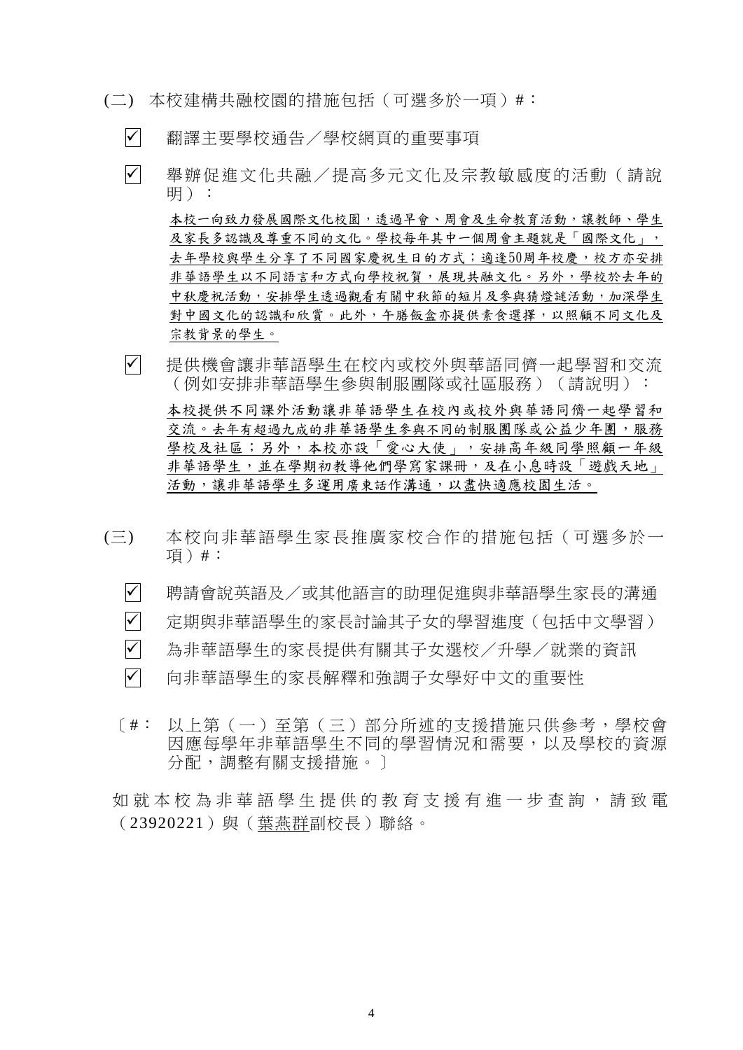(二) 本校建構共融校園的措施包括（可選多於一項）#：

- ☑ 翻譯主要學校通告／學校網頁的重要事項
- ☑ 舉辦促進文化共融／提高多元文化及宗教敏感度的活動（請說明）：

  本校一向致力發展國際文化校園，透過早會、周會及生命教育活動，讓教師、學生及家長多認識及尊重不同的文化。學校每年其中一個周會主題就是「國際文化」，去年學校與學生分享了不同國家慶祝生日的方式；適逢50周年校慶，校方亦安排非華語學生以不同語言和方式向學校祝賀，展現共融文化。另外，學校於去年的中秋慶祝活動，安排學生透過觀看有關中秋節的短片及參與猜燈謎活動，加深學生對中國文化的認識和欣賞。此外，午膳飯盒亦提供素食選擇，以照顧不同文化及宗教背景的學生。

- ☑ 提供機會讓非華語學生在校內或校外與華語同儕一起學習和交流（例如安排非華語學生參與制服團隊或社區服務）（請說明）：

  本校提供不同課外活動讓非華語學生在校內或校外與華語同儕一起學習和交流。去年有超過九成的非華語學生參與不同的制服團隊或公益少年團，服務學校及社區；另外，本校亦設「愛心大使」，安排高年級同學照顧一年級非華語學生，並在學期初教導他們學寫家課冊，及在小息時設「遊戲天地」活動，讓非華語學生多運用廣東話作溝通，以盡快適應校園生活。

(三) 本校向非華語學生家長推廣家校合作的措施包括（可選多於一項）#：

- ☑ 聘請會說英語及／或其他語言的助理促進與非華語學生家長的溝通
- ☑ 定期與非華語學生的家長討論其子女的學習進度（包括中文學習）
- ☑ 為非華語學生的家長提供有關其子女選校／升學／就業的資訊
- ☑ 向非華語學生的家長解釋和強調子女學好中文的重要性

〔#： 以上第（一）至第（三）部分所述的支援措施只供參考，學校會因應每學年非華語學生不同的學習情況和需要，以及學校的資源分配，調整有關支援措施。〕

如就本校為非華語學生提供的教育支援有進一步查詢，請致電（23920221）與（葉燕群副校長）聯絡。